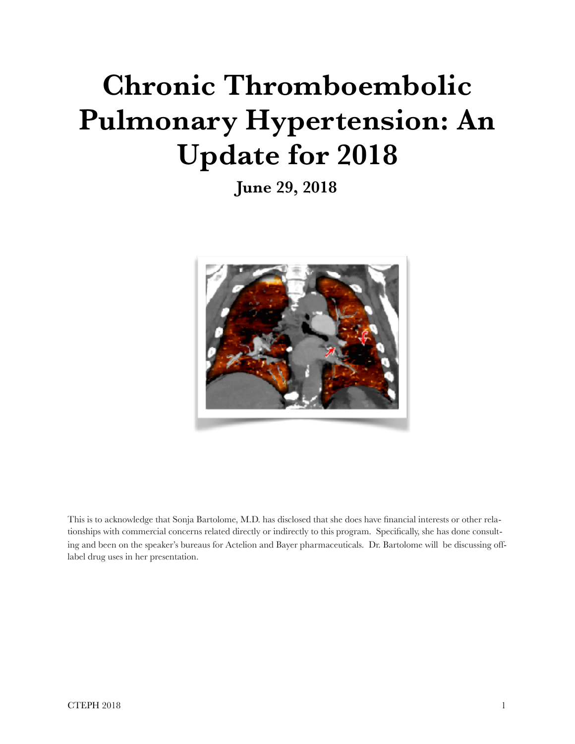# Chronic Thromboembolic Pulmonary Hypertension: An Update for 2018

**June 29, 2018**

This is to acknowledge that Sonja Bartolome, M.D. has disclosed that she does have financial interests or other relationships with commercial concerns related directly or indirectly to this program. Specifically, she has done consulting and been on the speaker's bureaus for Actelion and Bayer pharmaceuticals. Dr. Bartolome will be discussing off-label drug uses in her presentation.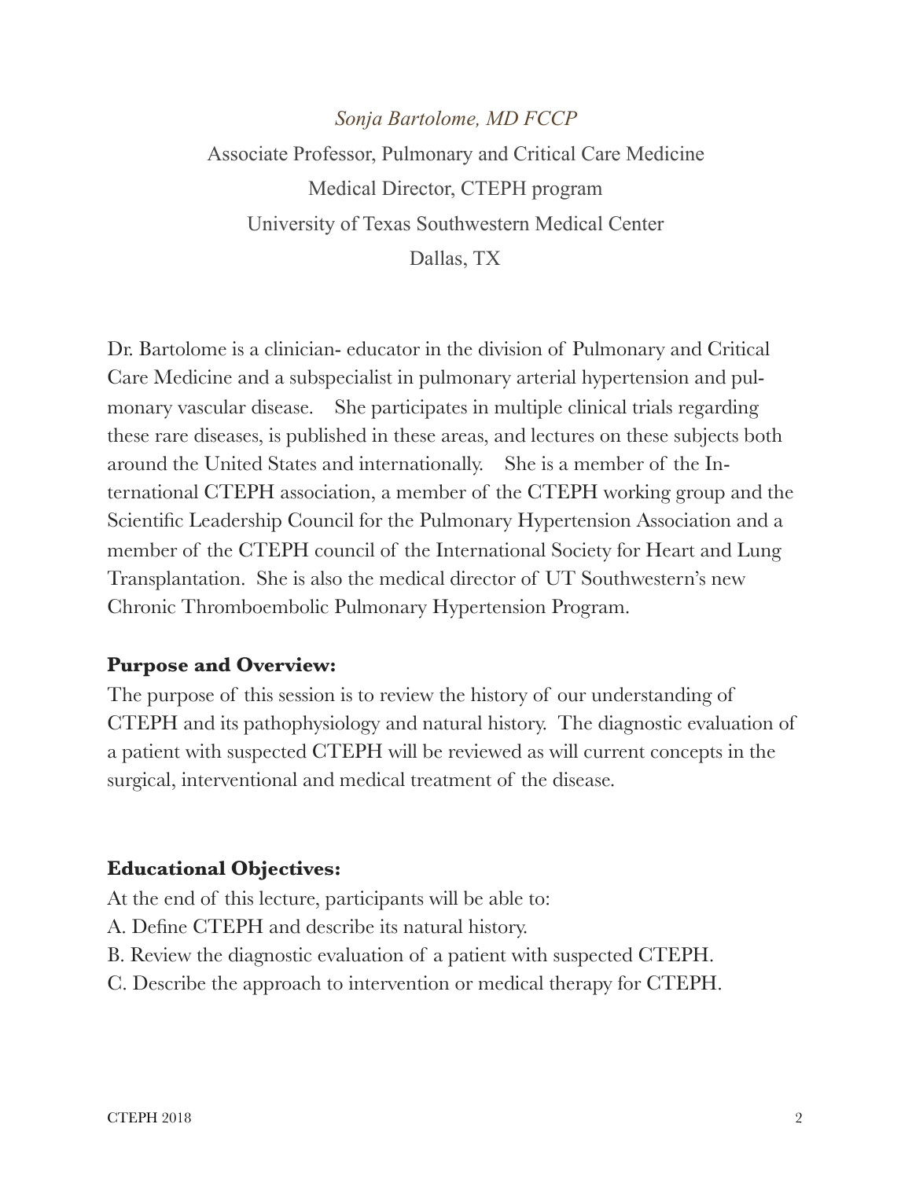*Sonja Bartolome, MD FCCP*

Associate Professor, Pulmonary and Critical Care Medicine

Medical Director, CTEPH program

University of Texas Southwestern Medical Center

Dallas, TX

Dr. Bartolome is a clinician- educator in the division of Pulmonary and Critical Care Medicine and a subspecialist in pulmonary arterial hypertension and pulmonary vascular disease. She participates in multiple clinical trials regarding these rare diseases, is published in these areas, and lectures on these subjects both around the United States and internationally. She is a member of the International CTEPH association, a member of the CTEPH working group and the Scientific Leadership Council for the Pulmonary Hypertension Association and a member of the CTEPH council of the International Society for Heart and Lung Transplantation. She is also the medical director of UT Southwestern's new Chronic Thromboembolic Pulmonary Hypertension Program.

**Purpose and Overview:**

The purpose of this session is to review the history of our understanding of CTEPH and its pathophysiology and natural history. The diagnostic evaluation of a patient with suspected CTEPH will be reviewed as will current concepts in the surgical, interventional and medical treatment of the disease.

**Educational Objectives:**

At the end of this lecture, participants will be able to:

A. Define CTEPH and describe its natural history.

B. Review the diagnostic evaluation of a patient with suspected CTEPH.

C. Describe the approach to intervention or medical therapy for CTEPH.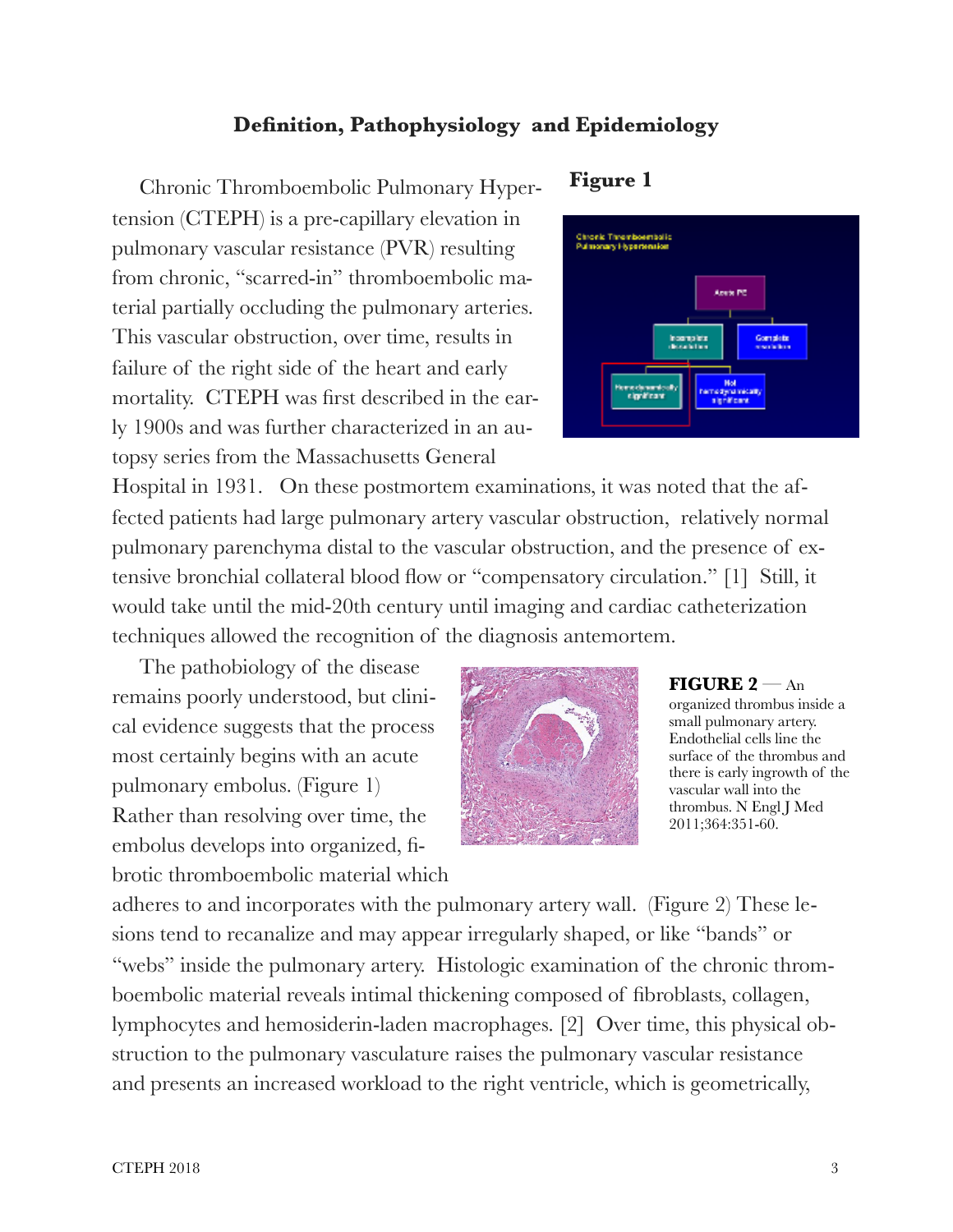## Definition, Pathophysiology and Epidemiology

Chronic Thromboembolic Pulmonary Hypertension (CTEPH) is a pre-capillary elevation in pulmonary vascular resistance (PVR) resulting from chronic, "scarred-in" thromboembolic material partially occluding the pulmonary arteries. This vascular obstruction, over time, results in failure of the right side of the heart and early mortality. CTEPH was first described in the early 1900s and was further characterized in an autopsy series from the Massachusetts General Hospital in 1931. On these postmortem examinations, it was noted that the affected patients had large pulmonary artery vascular obstruction, relatively normal pulmonary parenchyma distal to the vascular obstruction, and the presence of extensive bronchial collateral blood flow or "compensatory circulation." [1] Still, it would take until the mid-20th century until imaging and cardiac catheterization techniques allowed the recognition of the diagnosis antemortem.

**Figure 1**

The pathobiology of the disease remains poorly understood, but clinical evidence suggests that the process most certainly begins with an acute pulmonary embolus. (Figure 1) Rather than resolving over time, the embolus develops into organized, fibrotic thromboembolic material which adheres to and incorporates with the pulmonary artery wall. (Figure 2) These lesions tend to recanalize and may appear irregularly shaped, or like "bands" or "webs" inside the pulmonary artery. Histologic examination of the chronic thromboembolic material reveals intimal thickening composed of fibroblasts, collagen, lymphocytes and hemosiderin-laden macrophages. [2] Over time, this physical obstruction to the pulmonary vasculature raises the pulmonary vascular resistance and presents an increased workload to the right ventricle, which is geometrically,

**FIGURE 2** — An organized thrombus inside a small pulmonary artery. Endothelial cells line the surface of the thrombus and there is early ingrowth of the vascular wall into the thrombus. N Engl J Med 2011;364:351-60.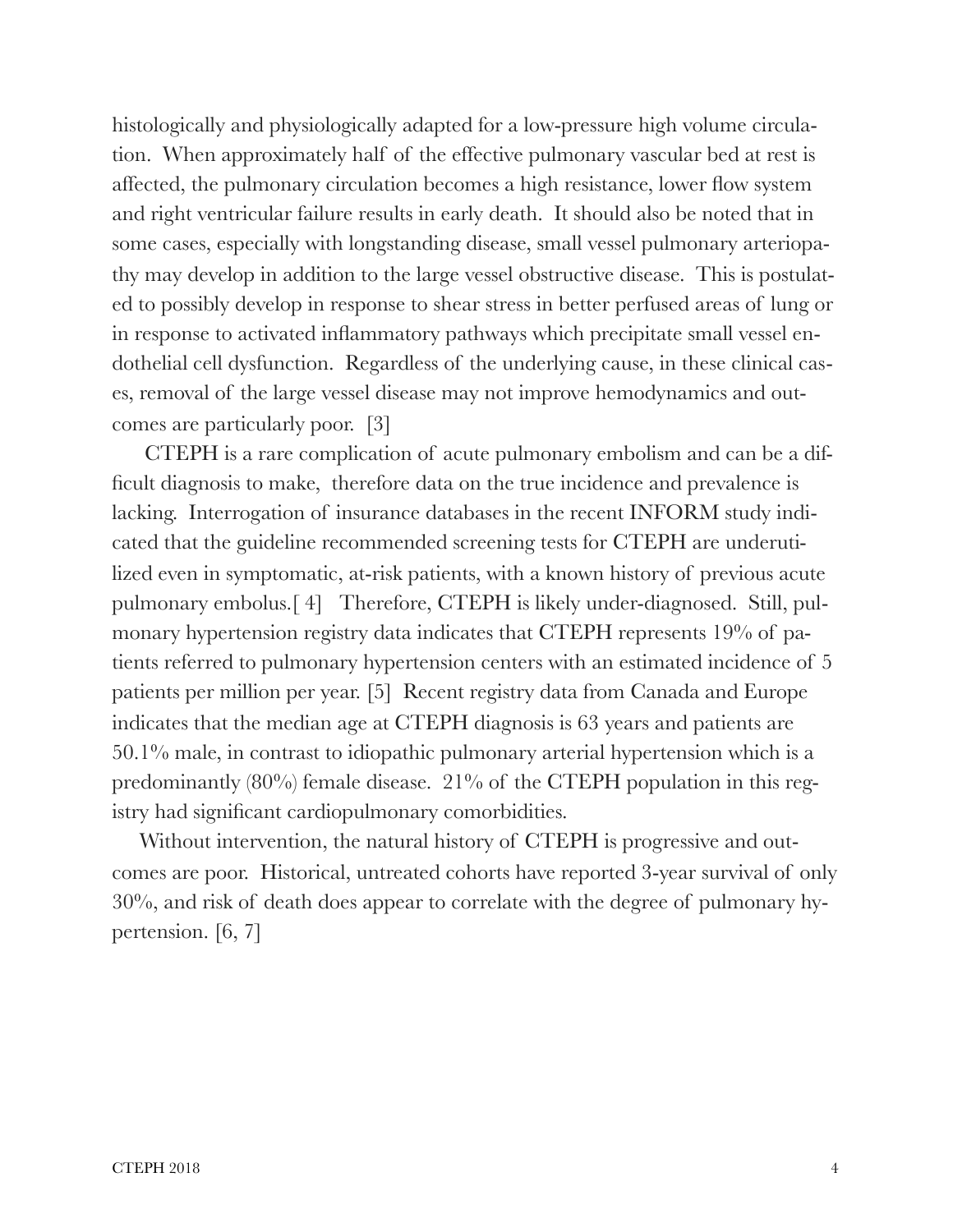histologically and physiologically adapted for a low-pressure high volume circulation. When approximately half of the effective pulmonary vascular bed at rest is affected, the pulmonary circulation becomes a high resistance, lower flow system and right ventricular failure results in early death. It should also be noted that in some cases, especially with longstanding disease, small vessel pulmonary arteriopathy may develop in addition to the large vessel obstructive disease. This is postulated to possibly develop in response to shear stress in better perfused areas of lung or in response to activated inflammatory pathways which precipitate small vessel endothelial cell dysfunction. Regardless of the underlying cause, in these clinical cases, removal of the large vessel disease may not improve hemodynamics and outcomes are particularly poor. [3]

CTEPH is a rare complication of acute pulmonary embolism and can be a difficult diagnosis to make, therefore data on the true incidence and prevalence is lacking. Interrogation of insurance databases in the recent INFORM study indicated that the guideline recommended screening tests for CTEPH are underutilized even in symptomatic, at-risk patients, with a known history of previous acute pulmonary embolus.[ 4] Therefore, CTEPH is likely under-diagnosed. Still, pulmonary hypertension registry data indicates that CTEPH represents 19% of patients referred to pulmonary hypertension centers with an estimated incidence of 5 patients per million per year. [5] Recent registry data from Canada and Europe indicates that the median age at CTEPH diagnosis is 63 years and patients are 50.1% male, in contrast to idiopathic pulmonary arterial hypertension which is a predominantly (80%) female disease. 21% of the CTEPH population in this registry had significant cardiopulmonary comorbidities.

Without intervention, the natural history of CTEPH is progressive and outcomes are poor. Historical, untreated cohorts have reported 3-year survival of only 30%, and risk of death does appear to correlate with the degree of pulmonary hypertension. [6, 7]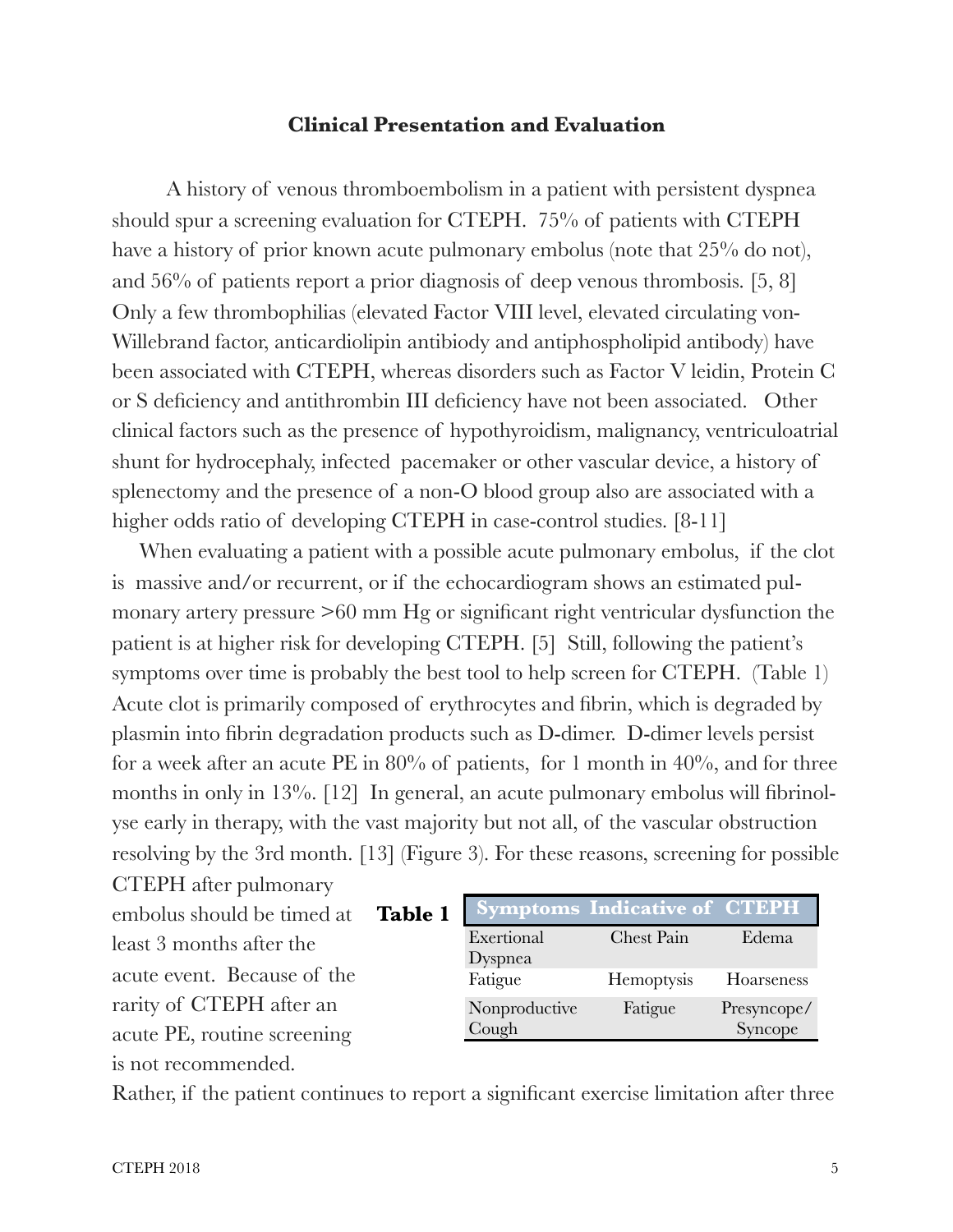### Clinical Presentation and Evaluation

A history of venous thromboembolism in a patient with persistent dyspnea should spur a screening evaluation for CTEPH. 75% of patients with CTEPH have a history of prior known acute pulmonary embolus (note that 25% do not), and 56% of patients report a prior diagnosis of deep venous thrombosis. [5, 8] Only a few thrombophilias (elevated Factor VIII level, elevated circulating von-Willebrand factor, anticardiolipin antibiody and antiphospholipid antibody) have been associated with CTEPH, whereas disorders such as Factor V leidin, Protein C or S deficiency and antithrombin III deficiency have not been associated. Other clinical factors such as the presence of hypothyroidism, malignancy, ventriculoatrial shunt for hydrocephaly, infected pacemaker or other vascular device, a history of splenectomy and the presence of a non-O blood group also are associated with a higher odds ratio of developing CTEPH in case-control studies. [8-11]

When evaluating a patient with a possible acute pulmonary embolus, if the clot is massive and/or recurrent, or if the echocardiogram shows an estimated pulmonary artery pressure >60 mm Hg or significant right ventricular dysfunction the patient is at higher risk for developing CTEPH. [5] Still, following the patient's symptoms over time is probably the best tool to help screen for CTEPH. (Table 1) Acute clot is primarily composed of erythrocytes and fibrin, which is degraded by plasmin into fibrin degradation products such as D-dimer. D-dimer levels persist for a week after an acute PE in 80% of patients, for 1 month in 40%, and for three months in only in 13%. [12] In general, an acute pulmonary embolus will fibrinolyse early in therapy, with the vast majority but not all, of the vascular obstruction resolving by the 3rd month. [13] (Figure 3). For these reasons, screening for possible CTEPH after pulmonary embolus should be timed at least 3 months after the acute event. Because of the rarity of CTEPH after an acute PE, routine screening is not recommended.

**Table 1**

| Symptoms Indicative of CTEPH | | |
|---|---|---|
| Exertional Dyspnea | Chest Pain | Edema |
| Fatigue | Hemoptysis | Hoarseness |
| Nonproductive Cough | Fatigue | Presyncope/ Syncope |

Rather, if the patient continues to report a significant exercise limitation after three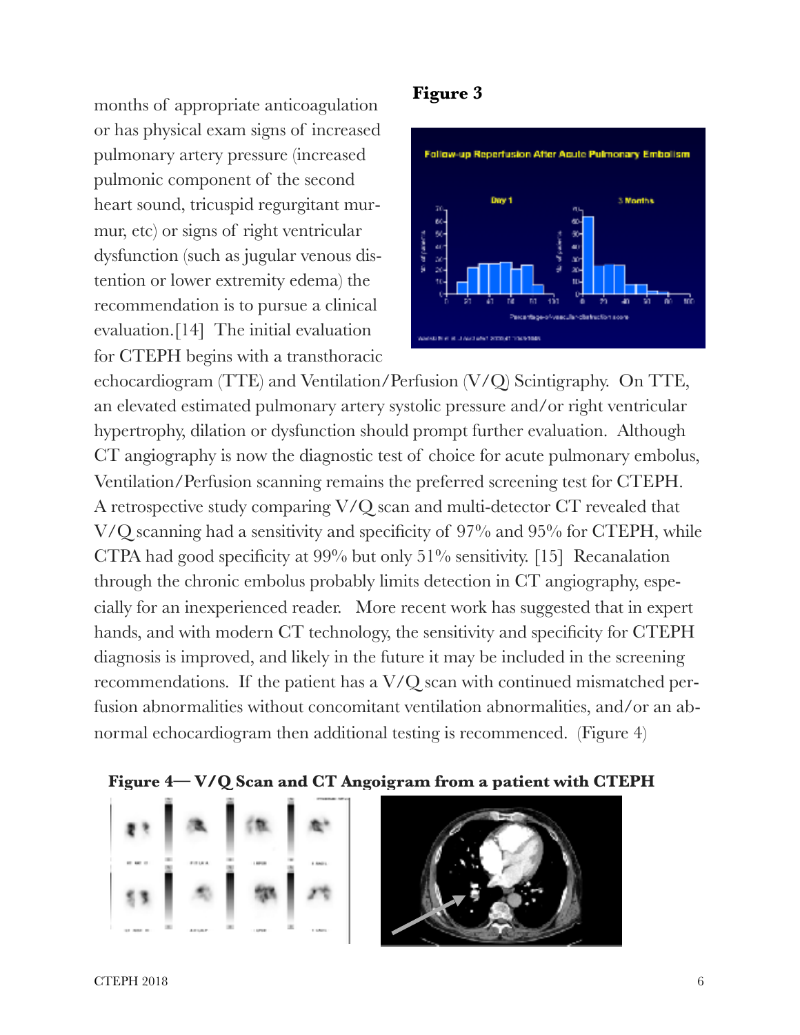months of appropriate anticoagulation or has physical exam signs of increased pulmonary artery pressure (increased pulmonic component of the second heart sound, tricuspid regurgitant murmur, etc) or signs of right ventricular dysfunction (such as jugular venous distention or lower extremity edema) the recommendation is to pursue a clinical evaluation.[14] The initial evaluation for CTEPH begins with a transthoracic echocardiogram (TTE) and Ventilation/Perfusion (V/Q) Scintigraphy. On TTE, an elevated estimated pulmonary artery systolic pressure and/or right ventricular hypertrophy, dilation or dysfunction should prompt further evaluation. Although CT angiography is now the diagnostic test of choice for acute pulmonary embolus, Ventilation/Perfusion scanning remains the preferred screening test for CTEPH. A retrospective study comparing V/Q scan and multi-detector CT revealed that V/Q scanning had a sensitivity and specificity of 97% and 95% for CTEPH, while CTPA had good specificity at 99% but only 51% sensitivity. [15] Recanalation through the chronic embolus probably limits detection in CT angiography, especially for an inexperienced reader. More recent work has suggested that in expert hands, and with modern CT technology, the sensitivity and specificity for CTEPH diagnosis is improved, and likely in the future it may be included in the screening recommendations. If the patient has a V/Q scan with continued mismatched perfusion abnormalities without concomitant ventilation abnormalities, and/or an abnormal echocardiogram then additional testing is recommenced. (Figure 4)

**Figure 3**

**Figure 4— V/Q Scan and CT Angoigram from a patient with CTEPH**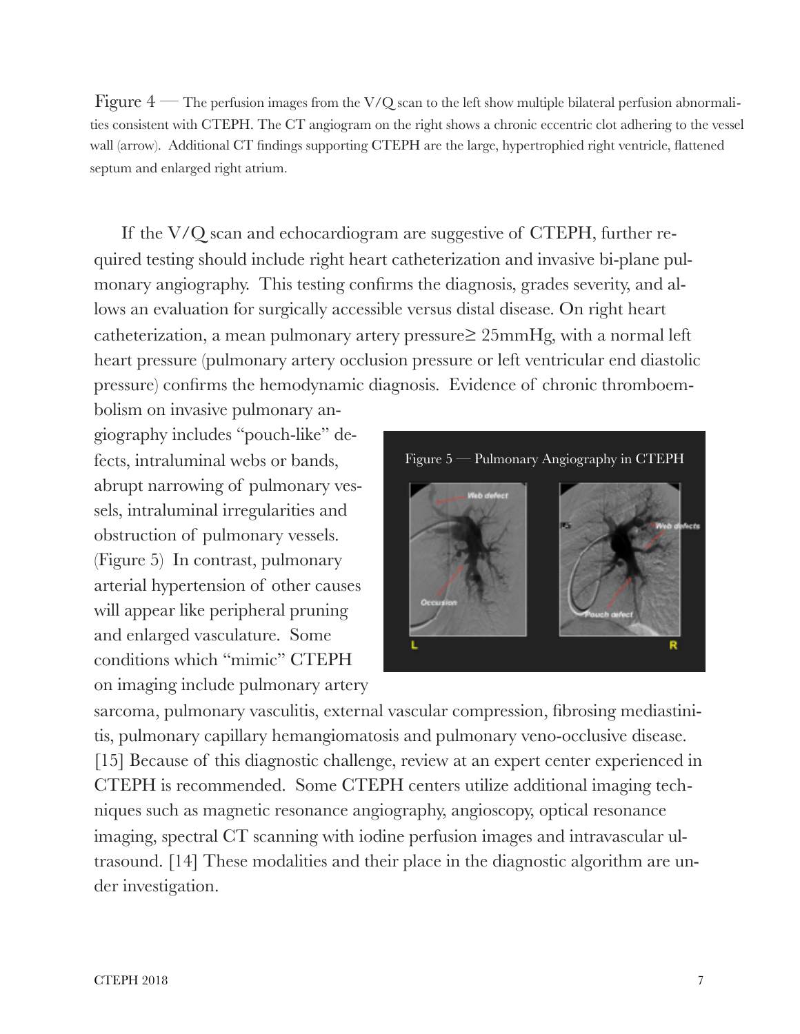Figure 4 — The perfusion images from the V/Q scan to the left show multiple bilateral perfusion abnormalities consistent with CTEPH. The CT angiogram on the right shows a chronic eccentric clot adhering to the vessel wall (arrow). Additional CT findings supporting CTEPH are the large, hypertrophied right ventricle, flattened septum and enlarged right atrium.

If the V/Q scan and echocardiogram are suggestive of CTEPH, further required testing should include right heart catheterization and invasive bi-plane pulmonary angiography. This testing confirms the diagnosis, grades severity, and allows an evaluation for surgically accessible versus distal disease. On right heart catheterization, a mean pulmonary artery pressure $\geq$ 25mmHg, with a normal left heart pressure (pulmonary artery occlusion pressure or left ventricular end diastolic pressure) confirms the hemodynamic diagnosis. Evidence of chronic thromboembolism on invasive pulmonary angiography includes "pouch-like" defects, intraluminal webs or bands, abrupt narrowing of pulmonary vessels, intraluminal irregularities and obstruction of pulmonary vessels. (Figure 5) In contrast, pulmonary arterial hypertension of other causes will appear like peripheral pruning and enlarged vasculature. Some conditions which "mimic" CTEPH on imaging include pulmonary artery sarcoma, pulmonary vasculitis, external vascular compression, fibrosing mediastinitis, pulmonary capillary hemangiomatosis and pulmonary veno-occlusive disease. [15] Because of this diagnostic challenge, review at an expert center experienced in CTEPH is recommended. Some CTEPH centers utilize additional imaging techniques such as magnetic resonance angiography, angioscopy, optical resonance imaging, spectral CT scanning with iodine perfusion images and intravascular ultrasound. [14] These modalities and their place in the diagnostic algorithm are under investigation.

Figure 5 — Pulmonary Angiography in CTEPH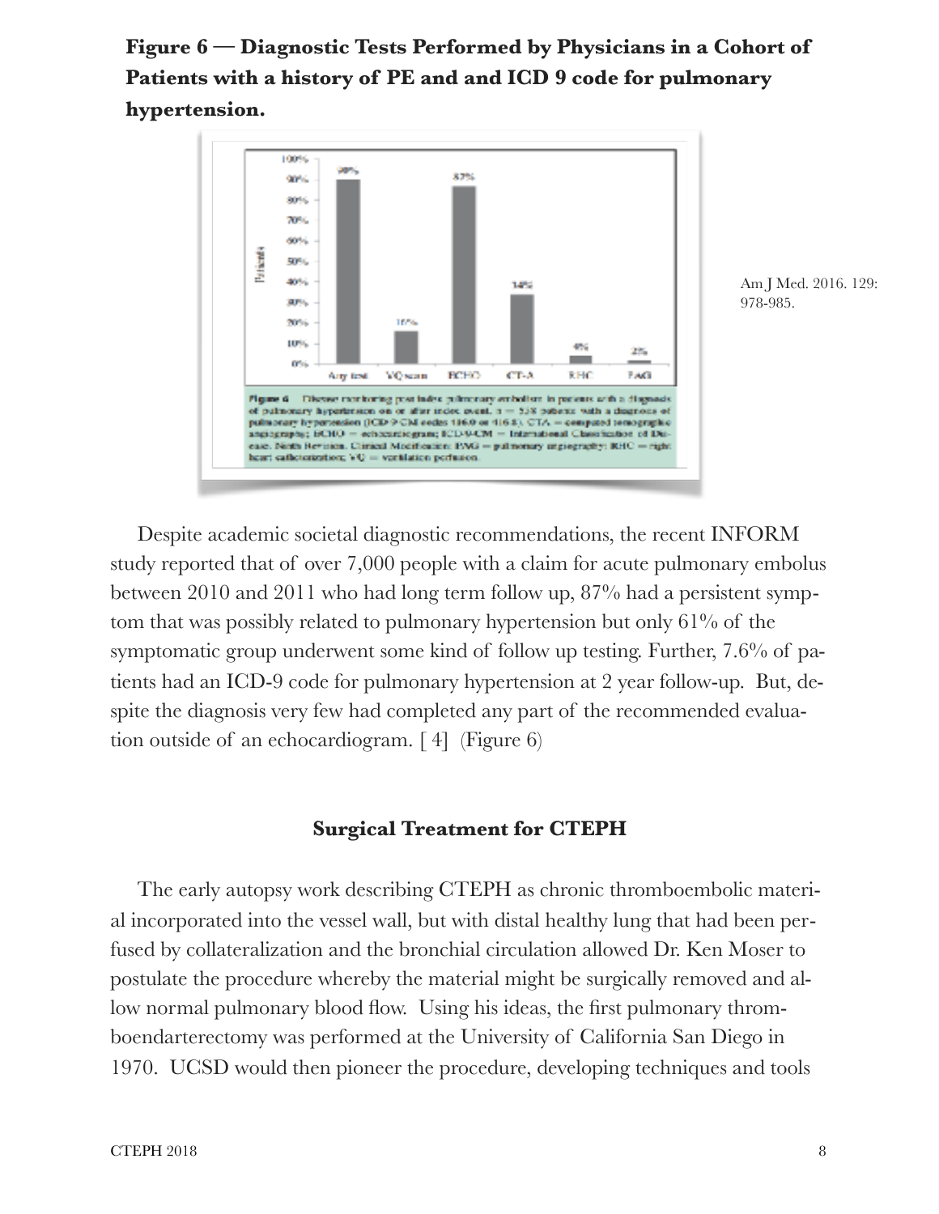**Figure 6 — Diagnostic Tests Performed by Physicians in a Cohort of Patients with a history of PE and and ICD 9 code for pulmonary hypertension.**

Am J Med. 2016. 129: 978-985.

Despite academic societal diagnostic recommendations, the recent INFORM study reported that of over 7,000 people with a claim for acute pulmonary embolus between 2010 and 2011 who had long term follow up, 87% had a persistent symptom that was possibly related to pulmonary hypertension but only 61% of the symptomatic group underwent some kind of follow up testing. Further, 7.6% of patients had an ICD-9 code for pulmonary hypertension at 2 year follow-up. But, despite the diagnosis very few had completed any part of the recommended evaluation outside of an echocardiogram. [ 4] (Figure 6)

### Surgical Treatment for CTEPH

The early autopsy work describing CTEPH as chronic thromboembolic material incorporated into the vessel wall, but with distal healthy lung that had been perfused by collateralization and the bronchial circulation allowed Dr. Ken Moser to postulate the procedure whereby the material might be surgically removed and allow normal pulmonary blood flow. Using his ideas, the first pulmonary thromboendarterectomy was performed at the University of California San Diego in 1970. UCSD would then pioneer the procedure, developing techniques and tools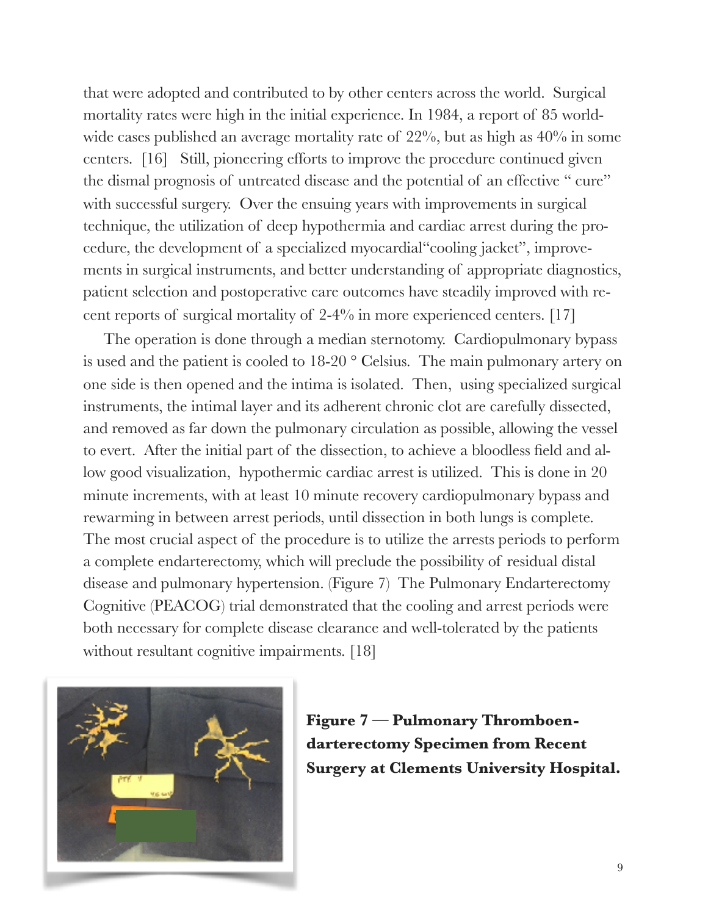that were adopted and contributed to by other centers across the world. Surgical mortality rates were high in the initial experience. In 1984, a report of 85 world-wide cases published an average mortality rate of 22%, but as high as 40% in some centers. [16] Still, pioneering efforts to improve the procedure continued given the dismal prognosis of untreated disease and the potential of an effective " cure" with successful surgery. Over the ensuing years with improvements in surgical technique, the utilization of deep hypothermia and cardiac arrest during the procedure, the development of a specialized myocardial"cooling jacket", improvements in surgical instruments, and better understanding of appropriate diagnostics, patient selection and postoperative care outcomes have steadily improved with recent reports of surgical mortality of 2-4% in more experienced centers. [17]

The operation is done through a median sternotomy. Cardiopulmonary bypass is used and the patient is cooled to 18-20 ° Celsius. The main pulmonary artery on one side is then opened and the intima is isolated. Then, using specialized surgical instruments, the intimal layer and its adherent chronic clot are carefully dissected, and removed as far down the pulmonary circulation as possible, allowing the vessel to evert. After the initial part of the dissection, to achieve a bloodless field and allow good visualization, hypothermic cardiac arrest is utilized. This is done in 20 minute increments, with at least 10 minute recovery cardiopulmonary bypass and rewarming in between arrest periods, until dissection in both lungs is complete. The most crucial aspect of the procedure is to utilize the arrests periods to perform a complete endarterectomy, which will preclude the possibility of residual distal disease and pulmonary hypertension. (Figure 7) The Pulmonary Endarterectomy Cognitive (PEACOG) trial demonstrated that the cooling and arrest periods were both necessary for complete disease clearance and well-tolerated by the patients without resultant cognitive impairments. [18]

**Figure 7 — Pulmonary Thromboendarterectomy Specimen from Recent Surgery at Clements University Hospital.**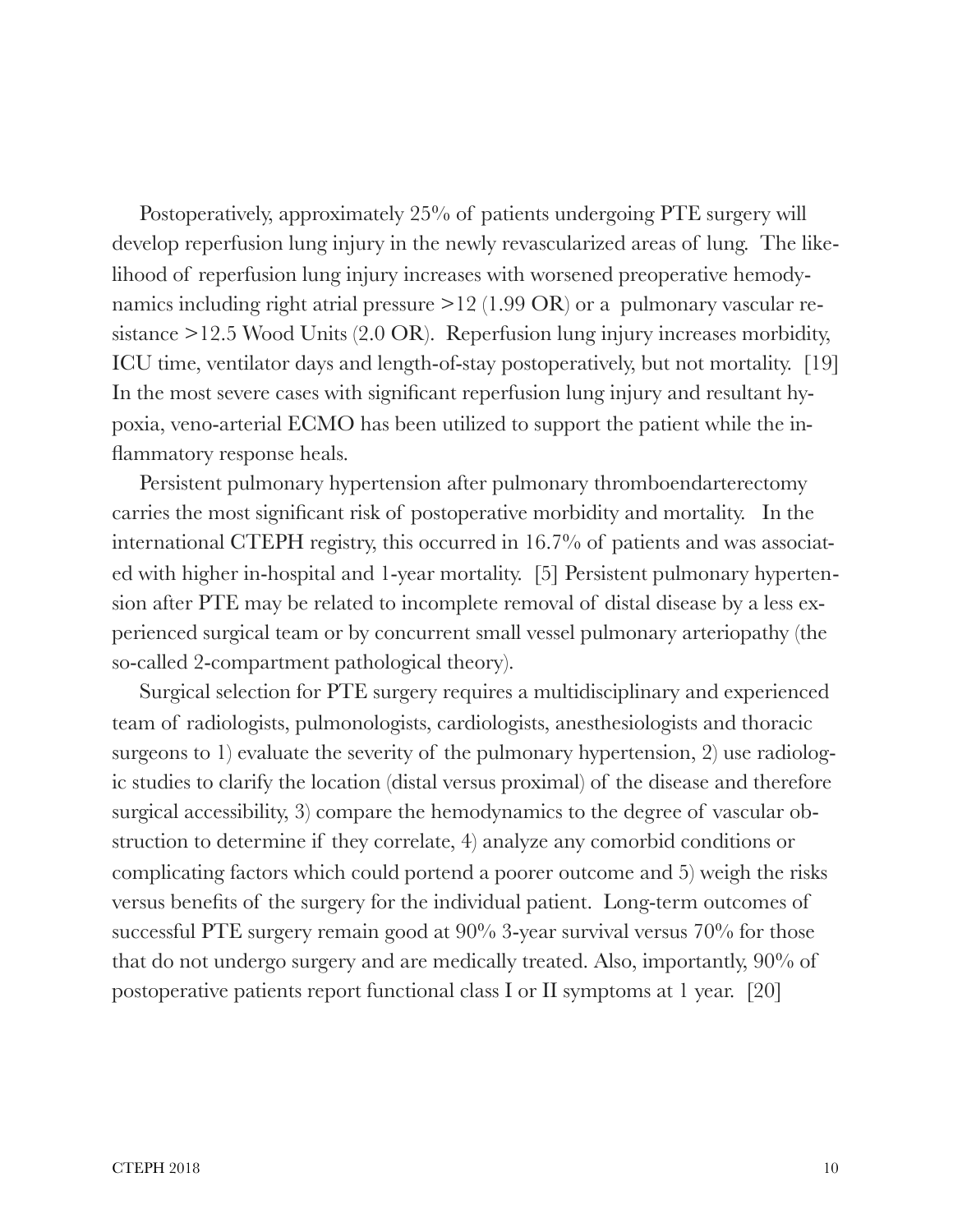Postoperatively, approximately 25% of patients undergoing PTE surgery will develop reperfusion lung injury in the newly revascularized areas of lung. The likelihood of reperfusion lung injury increases with worsened preoperative hemodynamics including right atrial pressure >12 (1.99 OR) or a pulmonary vascular resistance >12.5 Wood Units (2.0 OR). Reperfusion lung injury increases morbidity, ICU time, ventilator days and length-of-stay postoperatively, but not mortality. [19] In the most severe cases with significant reperfusion lung injury and resultant hypoxia, veno-arterial ECMO has been utilized to support the patient while the inflammatory response heals.

Persistent pulmonary hypertension after pulmonary thromboendarterectomy carries the most significant risk of postoperative morbidity and mortality. In the international CTEPH registry, this occurred in 16.7% of patients and was associated with higher in-hospital and 1-year mortality. [5] Persistent pulmonary hypertension after PTE may be related to incomplete removal of distal disease by a less experienced surgical team or by concurrent small vessel pulmonary arteriopathy (the so-called 2-compartment pathological theory).

Surgical selection for PTE surgery requires a multidisciplinary and experienced team of radiologists, pulmonologists, cardiologists, anesthesiologists and thoracic surgeons to 1) evaluate the severity of the pulmonary hypertension, 2) use radiologic studies to clarify the location (distal versus proximal) of the disease and therefore surgical accessibility, 3) compare the hemodynamics to the degree of vascular obstruction to determine if they correlate, 4) analyze any comorbid conditions or complicating factors which could portend a poorer outcome and 5) weigh the risks versus benefits of the surgery for the individual patient. Long-term outcomes of successful PTE surgery remain good at 90% 3-year survival versus 70% for those that do not undergo surgery and are medically treated. Also, importantly, 90% of postoperative patients report functional class I or II symptoms at 1 year. [20]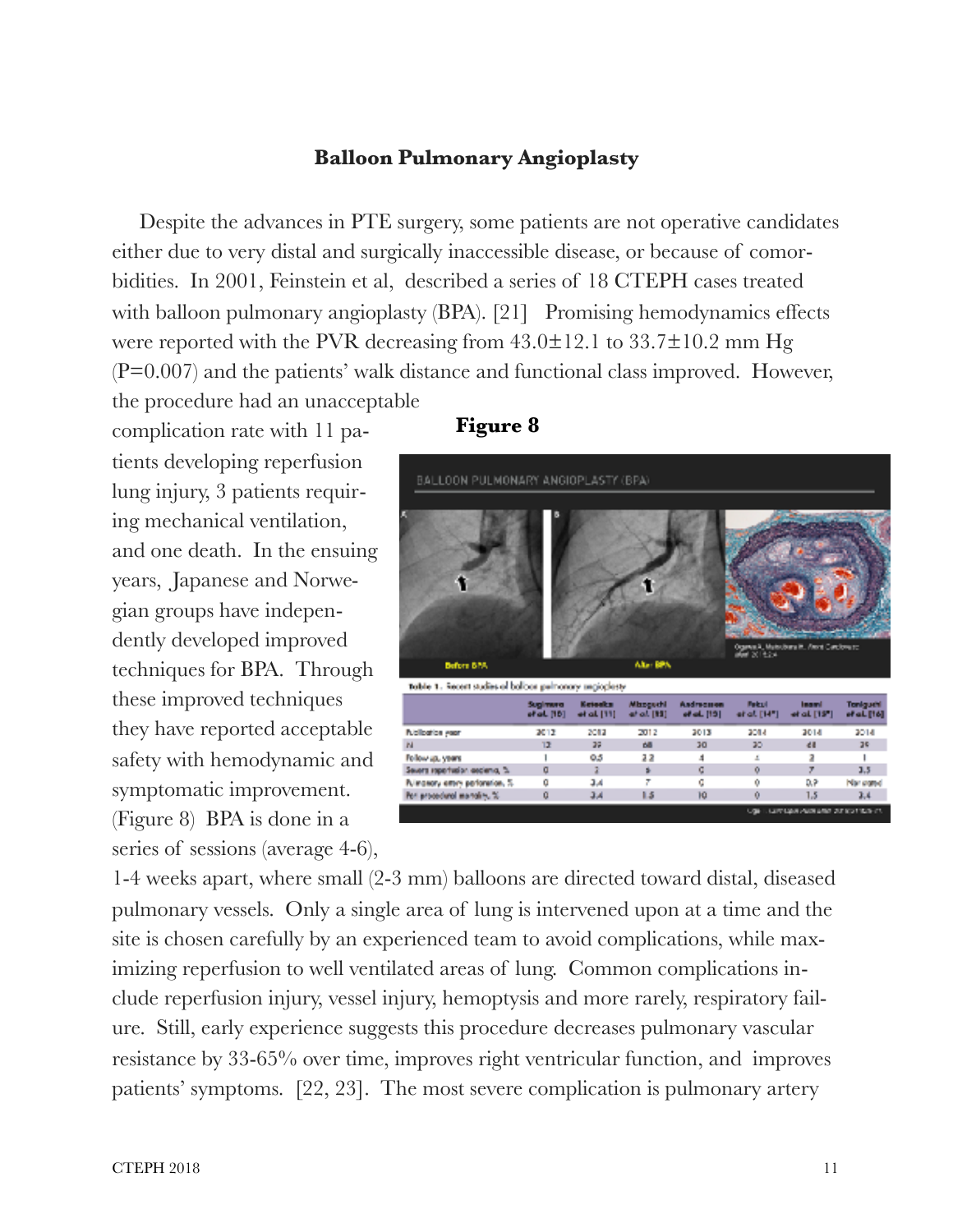## Balloon Pulmonary Angioplasty

Despite the advances in PTE surgery, some patients are not operative candidates either due to very distal and surgically inaccessible disease, or because of comorbidities. In 2001, Feinstein et al, described a series of 18 CTEPH cases treated with balloon pulmonary angioplasty (BPA). [21] Promising hemodynamics effects were reported with the PVR decreasing from 43.0±12.1 to 33.7±10.2 mm Hg (P=0.007) and the patients' walk distance and functional class improved. However, the procedure had an unacceptable complication rate with 11 patients developing reperfusion lung injury, 3 patients requiring mechanical ventilation, and one death. In the ensuing years, Japanese and Norwegian groups have independently developed improved techniques for BPA. Through these improved techniques they have reported acceptable safety with hemodynamic and symptomatic improvement. (Figure 8) BPA is done in a series of sessions (average 4-6), 1-4 weeks apart, where small (2-3 mm) balloons are directed toward distal, diseased pulmonary vessels. Only a single area of lung is intervened upon at a time and the site is chosen carefully by an experienced team to avoid complications, while maximizing reperfusion to well ventilated areas of lung. Common complications include reperfusion injury, vessel injury, hemoptysis and more rarely, respiratory failure. Still, early experience suggests this procedure decreases pulmonary vascular resistance by 33-65% over time, improves right ventricular function, and improves patients' symptoms. [22, 23]. The most severe complication is pulmonary artery

**Figure 8**

BALLOON PULMONARY ANGIOPLASTY (BPA)

Before BPA — After BPA

Table 1. Recent studies of balloon pulmonary angioplasty

| | Sugimura et al. [10] | Kataoka et al. [11] | Mizoguchi et al. [12] | Andreassen et al. [13] | Fukui et al. [14] | Inami et al. [15] | Taniguchi et al. [16] |
|---|---|---|---|---|---|---|---|
| Publication year | 2012 | 2012 | 2012 | 2013 | 2014 | 2014 | 2014 |
| N | 12 | 29 | 68 | 20 | 20 | 68 | 29 |
| Follow up, years | 1 | 0.5 | 2.2 | 4 | 4 | 3 | 1 |
| Severe reperfusion oedema, % | 0 | 2 | 5 | 0 | 0 | 7 | 3.5 |
| Pulmonary artery perforation, % | 0 | 3.4 | 7 | 0 | 0 | 0.9 | Not stated |
| Periprocedural mortality, % | 0 | 3.4 | 1.5 | 10 | 0 | 1.5 | 3.4 |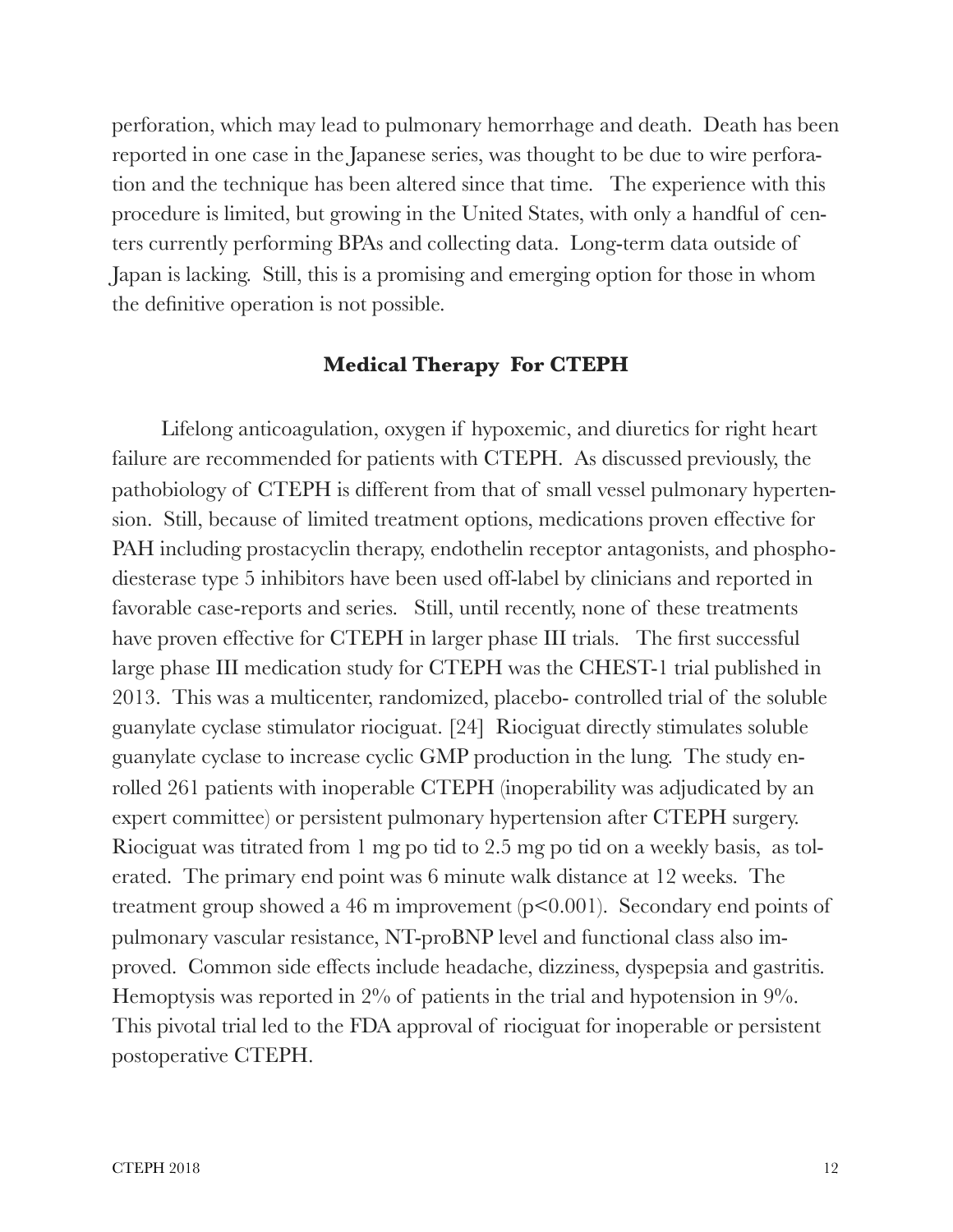perforation, which may lead to pulmonary hemorrhage and death. Death has been reported in one case in the Japanese series, was thought to be due to wire perforation and the technique has been altered since that time. The experience with this procedure is limited, but growing in the United States, with only a handful of centers currently performing BPAs and collecting data. Long-term data outside of Japan is lacking. Still, this is a promising and emerging option for those in whom the definitive operation is not possible.

### Medical Therapy For CTEPH

Lifelong anticoagulation, oxygen if hypoxemic, and diuretics for right heart failure are recommended for patients with CTEPH. As discussed previously, the pathobiology of CTEPH is different from that of small vessel pulmonary hypertension. Still, because of limited treatment options, medications proven effective for PAH including prostacyclin therapy, endothelin receptor antagonists, and phosphodiesterase type 5 inhibitors have been used off-label by clinicians and reported in favorable case-reports and series. Still, until recently, none of these treatments have proven effective for CTEPH in larger phase III trials. The first successful large phase III medication study for CTEPH was the CHEST-1 trial published in 2013. This was a multicenter, randomized, placebo- controlled trial of the soluble guanylate cyclase stimulator riociguat. [24] Riociguat directly stimulates soluble guanylate cyclase to increase cyclic GMP production in the lung. The study enrolled 261 patients with inoperable CTEPH (inoperability was adjudicated by an expert committee) or persistent pulmonary hypertension after CTEPH surgery. Riociguat was titrated from 1 mg po tid to 2.5 mg po tid on a weekly basis, as tolerated. The primary end point was 6 minute walk distance at 12 weeks. The treatment group showed a 46 m improvement ($p<0.001$). Secondary end points of pulmonary vascular resistance, NT-proBNP level and functional class also improved. Common side effects include headache, dizziness, dyspepsia and gastritis. Hemoptysis was reported in 2% of patients in the trial and hypotension in 9%. This pivotal trial led to the FDA approval of riociguat for inoperable or persistent postoperative CTEPH.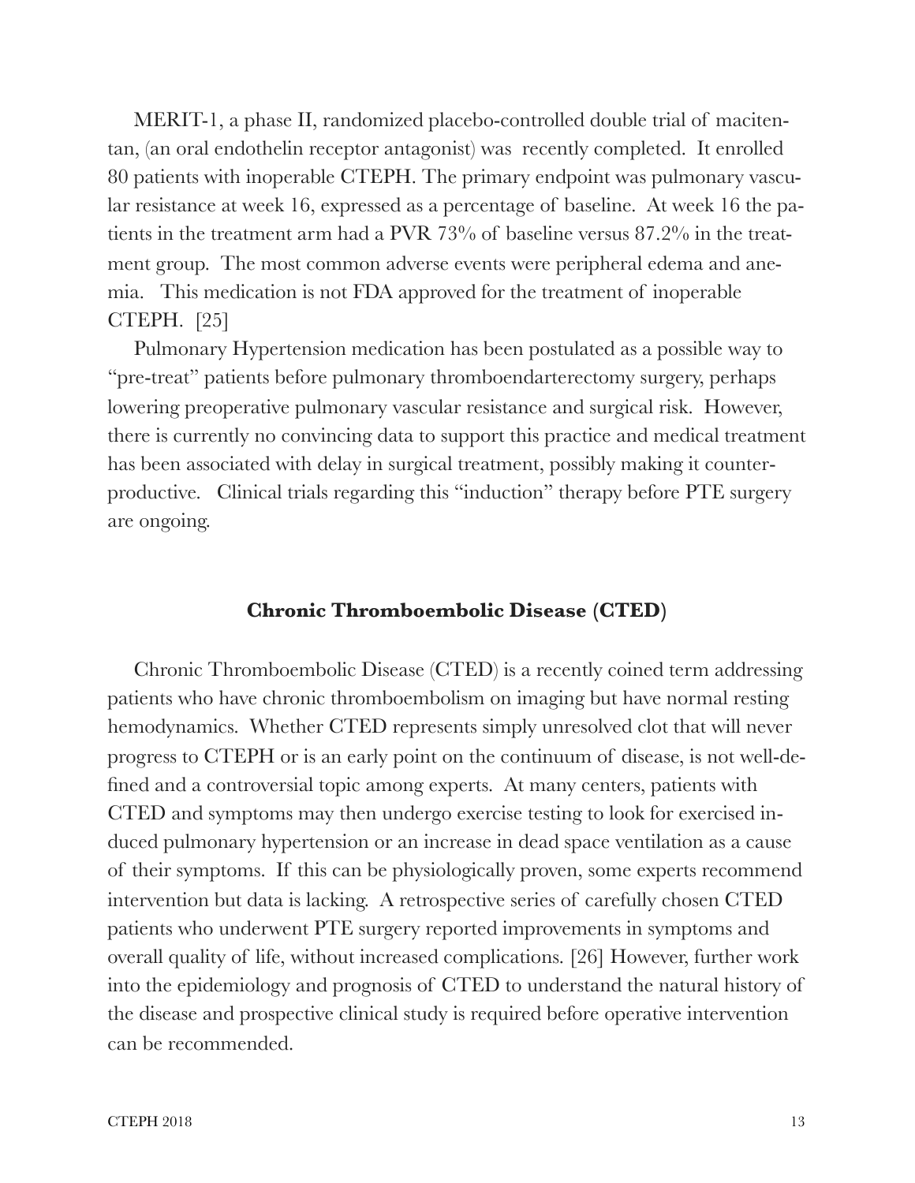MERIT-1, a phase II, randomized placebo-controlled double trial of macitentan, (an oral endothelin receptor antagonist) was recently completed. It enrolled 80 patients with inoperable CTEPH. The primary endpoint was pulmonary vascular resistance at week 16, expressed as a percentage of baseline. At week 16 the patients in the treatment arm had a PVR 73% of baseline versus 87.2% in the treatment group. The most common adverse events were peripheral edema and anemia. This medication is not FDA approved for the treatment of inoperable CTEPH. [25]

Pulmonary Hypertension medication has been postulated as a possible way to "pre-treat" patients before pulmonary thromboendarterectomy surgery, perhaps lowering preoperative pulmonary vascular resistance and surgical risk. However, there is currently no convincing data to support this practice and medical treatment has been associated with delay in surgical treatment, possibly making it counterproductive. Clinical trials regarding this "induction" therapy before PTE surgery are ongoing.

### Chronic Thromboembolic Disease (CTED)

Chronic Thromboembolic Disease (CTED) is a recently coined term addressing patients who have chronic thromboembolism on imaging but have normal resting hemodynamics. Whether CTED represents simply unresolved clot that will never progress to CTEPH or is an early point on the continuum of disease, is not well-defined and a controversial topic among experts. At many centers, patients with CTED and symptoms may then undergo exercise testing to look for exercised induced pulmonary hypertension or an increase in dead space ventilation as a cause of their symptoms. If this can be physiologically proven, some experts recommend intervention but data is lacking. A retrospective series of carefully chosen CTED patients who underwent PTE surgery reported improvements in symptoms and overall quality of life, without increased complications. [26] However, further work into the epidemiology and prognosis of CTED to understand the natural history of the disease and prospective clinical study is required before operative intervention can be recommended.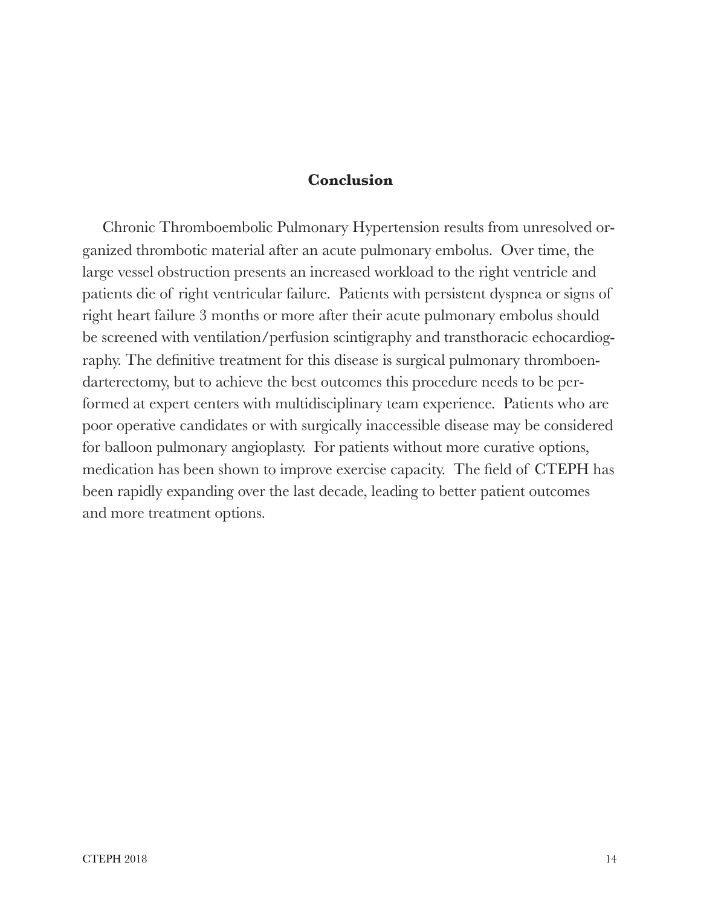## Conclusion

Chronic Thromboembolic Pulmonary Hypertension results from unresolved organized thrombotic material after an acute pulmonary embolus. Over time, the large vessel obstruction presents an increased workload to the right ventricle and patients die of right ventricular failure. Patients with persistent dyspnea or signs of right heart failure 3 months or more after their acute pulmonary embolus should be screened with ventilation/perfusion scintigraphy and transthoracic echocardiography. The definitive treatment for this disease is surgical pulmonary thromboendarterectomy, but to achieve the best outcomes this procedure needs to be performed at expert centers with multidisciplinary team experience. Patients who are poor operative candidates or with surgically inaccessible disease may be considered for balloon pulmonary angioplasty. For patients without more curative options, medication has been shown to improve exercise capacity. The field of CTEPH has been rapidly expanding over the last decade, leading to better patient outcomes and more treatment options.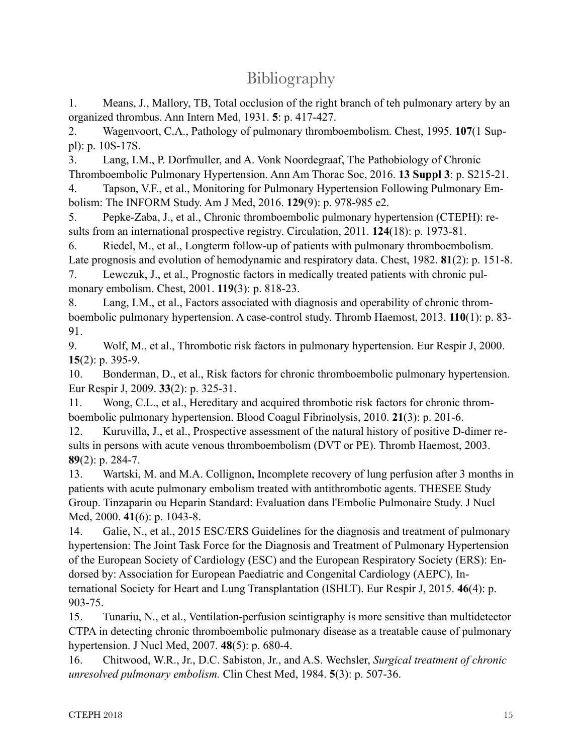# Bibliography

1. Means, J., Mallory, TB, Total occlusion of the right branch of teh pulmonary artery by an organized thrombus. Ann Intern Med, 1931. **5**: p. 417-427.
2. Wagenvoort, C.A., Pathology of pulmonary thromboembolism. Chest, 1995. **107**(1 Suppl): p. 10S-17S.
3. Lang, I.M., P. Dorfmuller, and A. Vonk Noordegraaf, The Pathobiology of Chronic Thromboembolic Pulmonary Hypertension. Ann Am Thorac Soc, 2016. **13 Suppl 3**: p. S215-21.
4. Tapson, V.F., et al., Monitoring for Pulmonary Hypertension Following Pulmonary Embolism: The INFORM Study. Am J Med, 2016. **129**(9): p. 978-985 e2.
5. Pepke-Zaba, J., et al., Chronic thromboembolic pulmonary hypertension (CTEPH): results from an international prospective registry. Circulation, 2011. **124**(18): p. 1973-81.
6. Riedel, M., et al., Longterm follow-up of patients with pulmonary thromboembolism. Late prognosis and evolution of hemodynamic and respiratory data. Chest, 1982. **81**(2): p. 151-8.
7. Lewczuk, J., et al., Prognostic factors in medically treated patients with chronic pulmonary embolism. Chest, 2001. **119**(3): p. 818-23.
8. Lang, I.M., et al., Factors associated with diagnosis and operability of chronic thromboembolic pulmonary hypertension. A case-control study. Thromb Haemost, 2013. **110**(1): p. 83-91.
9. Wolf, M., et al., Thrombotic risk factors in pulmonary hypertension. Eur Respir J, 2000. **15**(2): p. 395-9.
10. Bonderman, D., et al., Risk factors for chronic thromboembolic pulmonary hypertension. Eur Respir J, 2009. **33**(2): p. 325-31.
11. Wong, C.L., et al., Hereditary and acquired thrombotic risk factors for chronic thromboembolic pulmonary hypertension. Blood Coagul Fibrinolysis, 2010. **21**(3): p. 201-6.
12. Kuruvilla, J., et al., Prospective assessment of the natural history of positive D-dimer results in persons with acute venous thromboembolism (DVT or PE). Thromb Haemost, 2003. **89**(2): p. 284-7.
13. Wartski, M. and M.A. Collignon, Incomplete recovery of lung perfusion after 3 months in patients with acute pulmonary embolism treated with antithrombotic agents. THESEE Study Group. Tinzaparin ou Heparin Standard: Evaluation dans l'Embolie Pulmonaire Study. J Nucl Med, 2000. **41**(6): p. 1043-8.
14. Galie, N., et al., 2015 ESC/ERS Guidelines for the diagnosis and treatment of pulmonary hypertension: The Joint Task Force for the Diagnosis and Treatment of Pulmonary Hypertension of the European Society of Cardiology (ESC) and the European Respiratory Society (ERS): Endorsed by: Association for European Paediatric and Congenital Cardiology (AEPC), International Society for Heart and Lung Transplantation (ISHLT). Eur Respir J, 2015. **46**(4): p. 903-75.
15. Tunariu, N., et al., Ventilation-perfusion scintigraphy is more sensitive than multidetector CTPA in detecting chronic thromboembolic pulmonary disease as a treatable cause of pulmonary hypertension. J Nucl Med, 2007. **48**(5): p. 680-4.
16. Chitwood, W.R., Jr., D.C. Sabiston, Jr., and A.S. Wechsler, *Surgical treatment of chronic unresolved pulmonary embolism.* Clin Chest Med, 1984. **5**(3): p. 507-36.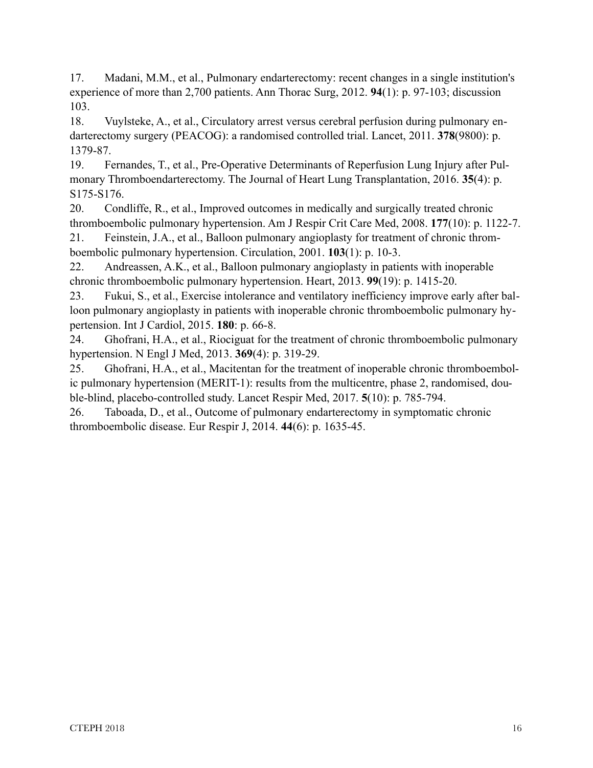17. Madani, M.M., et al., Pulmonary endarterectomy: recent changes in a single institution's experience of more than 2,700 patients. Ann Thorac Surg, 2012. **94**(1): p. 97-103; discussion 103.

18. Vuylsteke, A., et al., Circulatory arrest versus cerebral perfusion during pulmonary endarterectomy surgery (PEACOG): a randomised controlled trial. Lancet, 2011. **378**(9800): p. 1379-87.

19. Fernandes, T., et al., Pre-Operative Determinants of Reperfusion Lung Injury after Pulmonary Thromboendarterectomy. The Journal of Heart Lung Transplantation, 2016. **35**(4): p. S175-S176.

20. Condliffe, R., et al., Improved outcomes in medically and surgically treated chronic thromboembolic pulmonary hypertension. Am J Respir Crit Care Med, 2008. **177**(10): p. 1122-7.

21. Feinstein, J.A., et al., Balloon pulmonary angioplasty for treatment of chronic thromboembolic pulmonary hypertension. Circulation, 2001. **103**(1): p. 10-3.

22. Andreassen, A.K., et al., Balloon pulmonary angioplasty in patients with inoperable chronic thromboembolic pulmonary hypertension. Heart, 2013. **99**(19): p. 1415-20.

23. Fukui, S., et al., Exercise intolerance and ventilatory inefficiency improve early after balloon pulmonary angioplasty in patients with inoperable chronic thromboembolic pulmonary hypertension. Int J Cardiol, 2015. **180**: p. 66-8.

24. Ghofrani, H.A., et al., Riociguat for the treatment of chronic thromboembolic pulmonary hypertension. N Engl J Med, 2013. **369**(4): p. 319-29.

25. Ghofrani, H.A., et al., Macitentan for the treatment of inoperable chronic thromboembolic pulmonary hypertension (MERIT-1): results from the multicentre, phase 2, randomised, double-blind, placebo-controlled study. Lancet Respir Med, 2017. **5**(10): p. 785-794.

26. Taboada, D., et al., Outcome of pulmonary endarterectomy in symptomatic chronic thromboembolic disease. Eur Respir J, 2014. **44**(6): p. 1635-45.